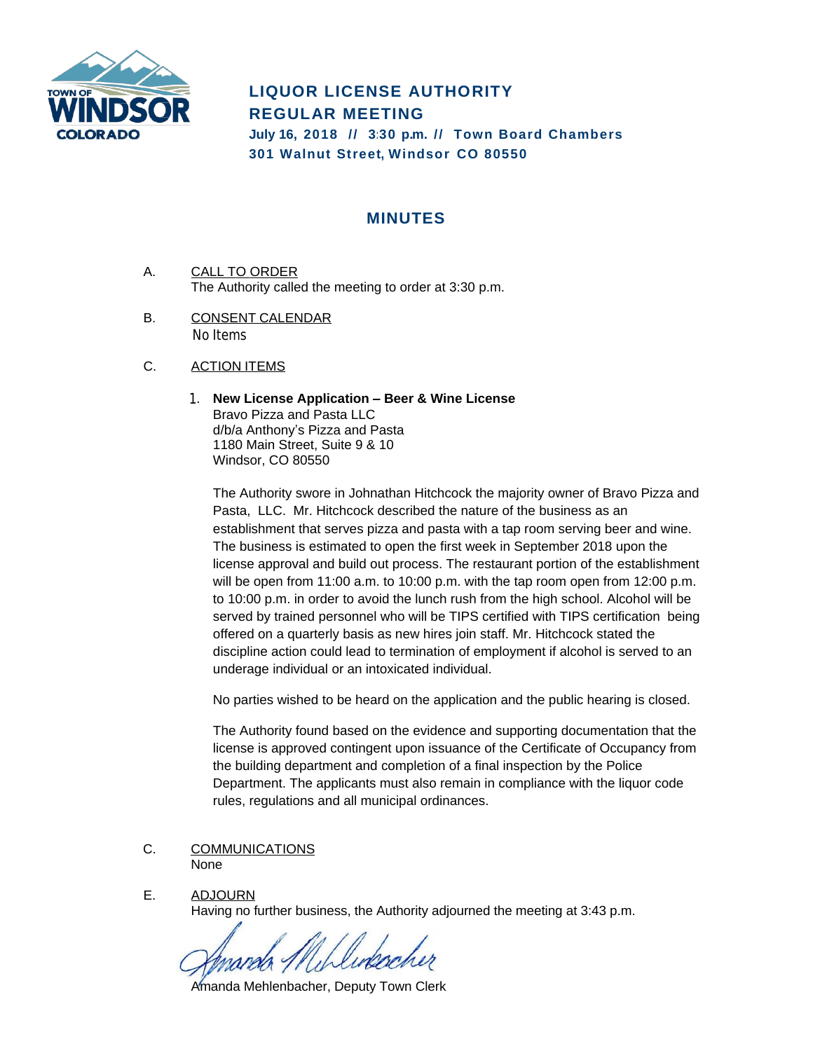# LIQUOR LICENSE AUTHORITY
## REGULAR MEETING

**July 16, 2018 // 3:30 p.m. // Town Board Chambers**
**301 Walnut Street, Windsor CO 80550**

## MINUTES

A. CALL TO ORDER
The Authority called the meeting to order at 3:30 p.m.

B. CONSENT CALENDAR
No Items

C. ACTION ITEMS

1. **New License Application – Beer & Wine License**
Bravo Pizza and Pasta LLC
d/b/a Anthony's Pizza and Pasta
1180 Main Street, Suite 9 & 10
Windsor, CO 80550

   The Authority swore in Johnathan Hitchcock the majority owner of Bravo Pizza and Pasta, LLC. Mr. Hitchcock described the nature of the business as an establishment that serves pizza and pasta with a tap room serving beer and wine. The business is estimated to open the first week in September 2018 upon the license approval and build out process. The restaurant portion of the establishment will be open from 11:00 a.m. to 10:00 p.m. with the tap room open from 12:00 p.m. to 10:00 p.m. in order to avoid the lunch rush from the high school. Alcohol will be served by trained personnel who will be TIPS certified with TIPS certification being offered on a quarterly basis as new hires join staff. Mr. Hitchcock stated the discipline action could lead to termination of employment if alcohol is served to an underage individual or an intoxicated individual.

   No parties wished to be heard on the application and the public hearing is closed.

   The Authority found based on the evidence and supporting documentation that the license is approved contingent upon issuance of the Certificate of Occupancy from the building department and completion of a final inspection by the Police Department. The applicants must also remain in compliance with the liquor code rules, regulations and all municipal ordinances.

C. COMMUNICATIONS
None

E. ADJOURN
Having no further business, the Authority adjourned the meeting at 3:43 p.m.

Amanda Mehlenbacher, Deputy Town Clerk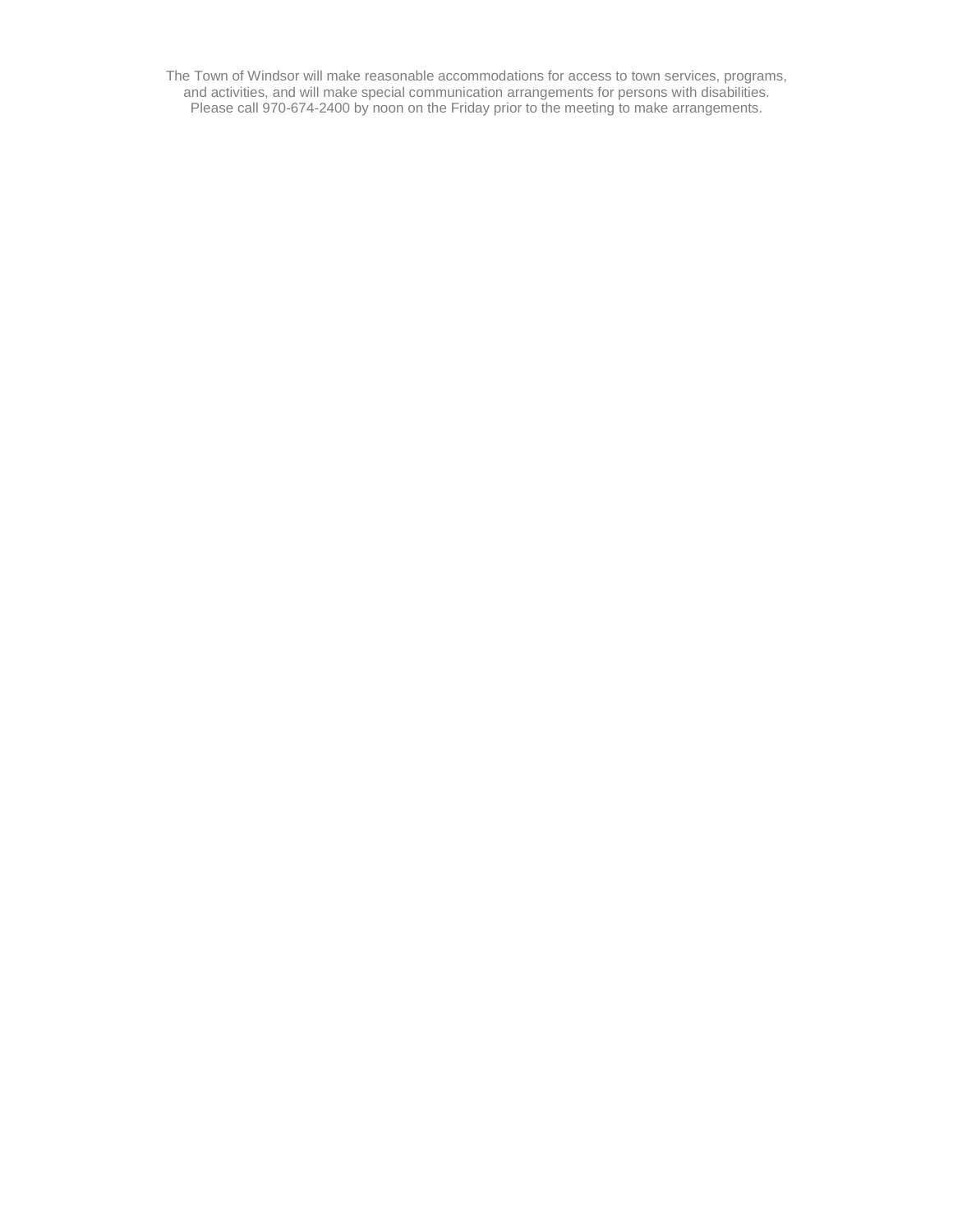The Town of Windsor will make reasonable accommodations for access to town services, programs, and activities, and will make special communication arrangements for persons with disabilities. Please call 970-674-2400 by noon on the Friday prior to the meeting to make arrangements.